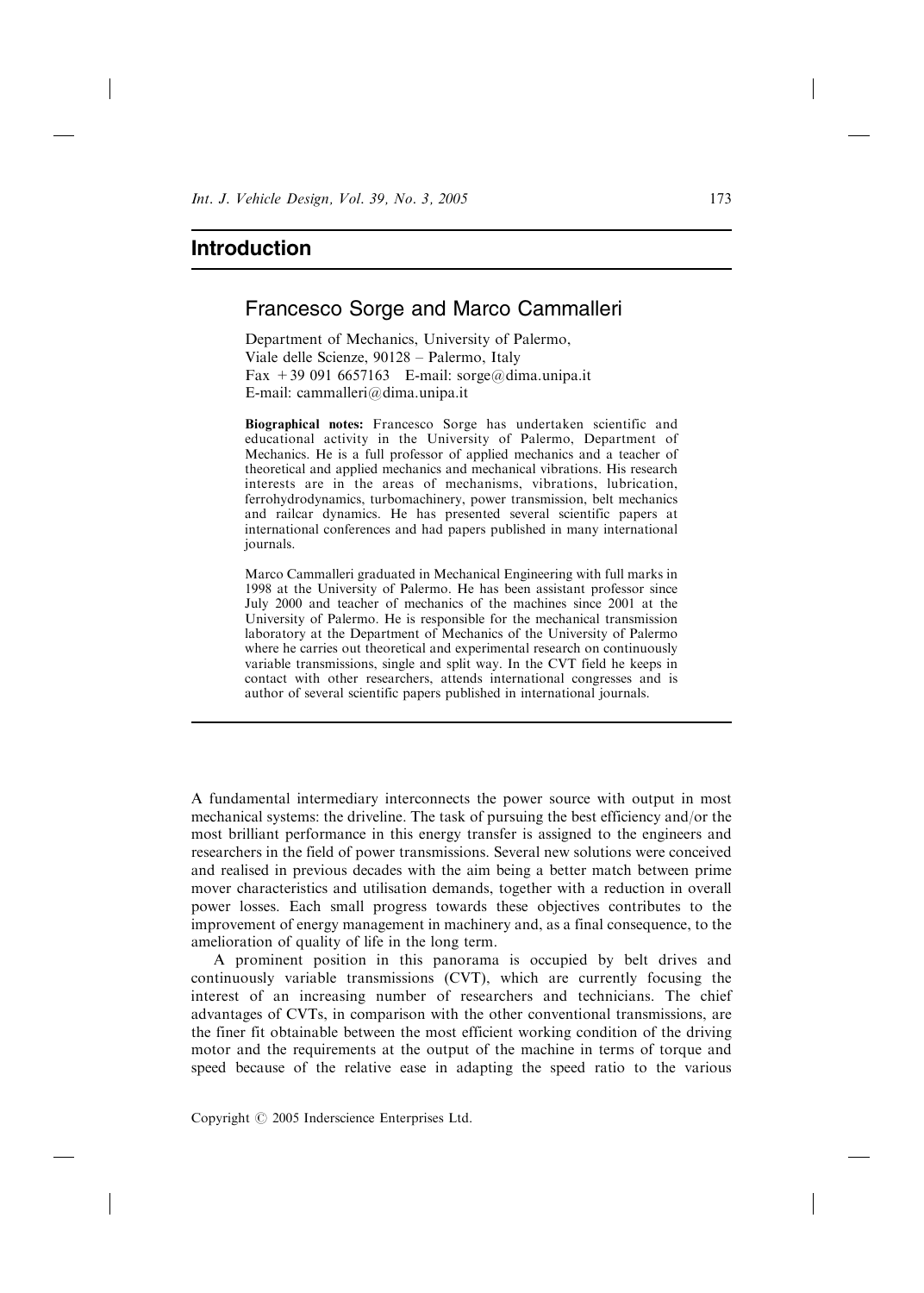# Introduction

## Francesco Sorge and Marco Cammalleri

Department of Mechanics, University of Palermo,
Viale delle Scienze, 90128 – Palermo, Italy
Fax +39 091 6657163 E-mail: sorge@dima.unipa.it
E-mail: cammalleri@dima.unipa.it

**Biographical notes:** Francesco Sorge has undertaken scientific and educational activity in the University of Palermo, Department of Mechanics. He is a full professor of applied mechanics and a teacher of theoretical and applied mechanics and mechanical vibrations. His research interests are in the areas of mechanisms, vibrations, lubrication, ferrohydrodynamics, turbomachinery, power transmission, belt mechanics and railcar dynamics. He has presented several scientific papers at international conferences and had papers published in many international journals.

Marco Cammalleri graduated in Mechanical Engineering with full marks in 1998 at the University of Palermo. He has been assistant professor since July 2000 and teacher of mechanics of the machines since 2001 at the University of Palermo. He is responsible for the mechanical transmission laboratory at the Department of Mechanics of the University of Palermo where he carries out theoretical and experimental research on continuously variable transmissions, single and split way. In the CVT field he keeps in contact with other researchers, attends international congresses and is author of several scientific papers published in international journals.

A fundamental intermediary interconnects the power source with output in most mechanical systems: the driveline. The task of pursuing the best efficiency and/or the most brilliant performance in this energy transfer is assigned to the engineers and researchers in the field of power transmissions. Several new solutions were conceived and realised in previous decades with the aim being a better match between prime mover characteristics and utilisation demands, together with a reduction in overall power losses. Each small progress towards these objectives contributes to the improvement of energy management in machinery and, as a final consequence, to the amelioration of quality of life in the long term.

A prominent position in this panorama is occupied by belt drives and continuously variable transmissions (CVT), which are currently focusing the interest of an increasing number of researchers and technicians. The chief advantages of CVTs, in comparison with the other conventional transmissions, are the finer fit obtainable between the most efficient working condition of the driving motor and the requirements at the output of the machine in terms of torque and speed because of the relative ease in adapting the speed ratio to the various

Copyright © 2005 Inderscience Enterprises Ltd.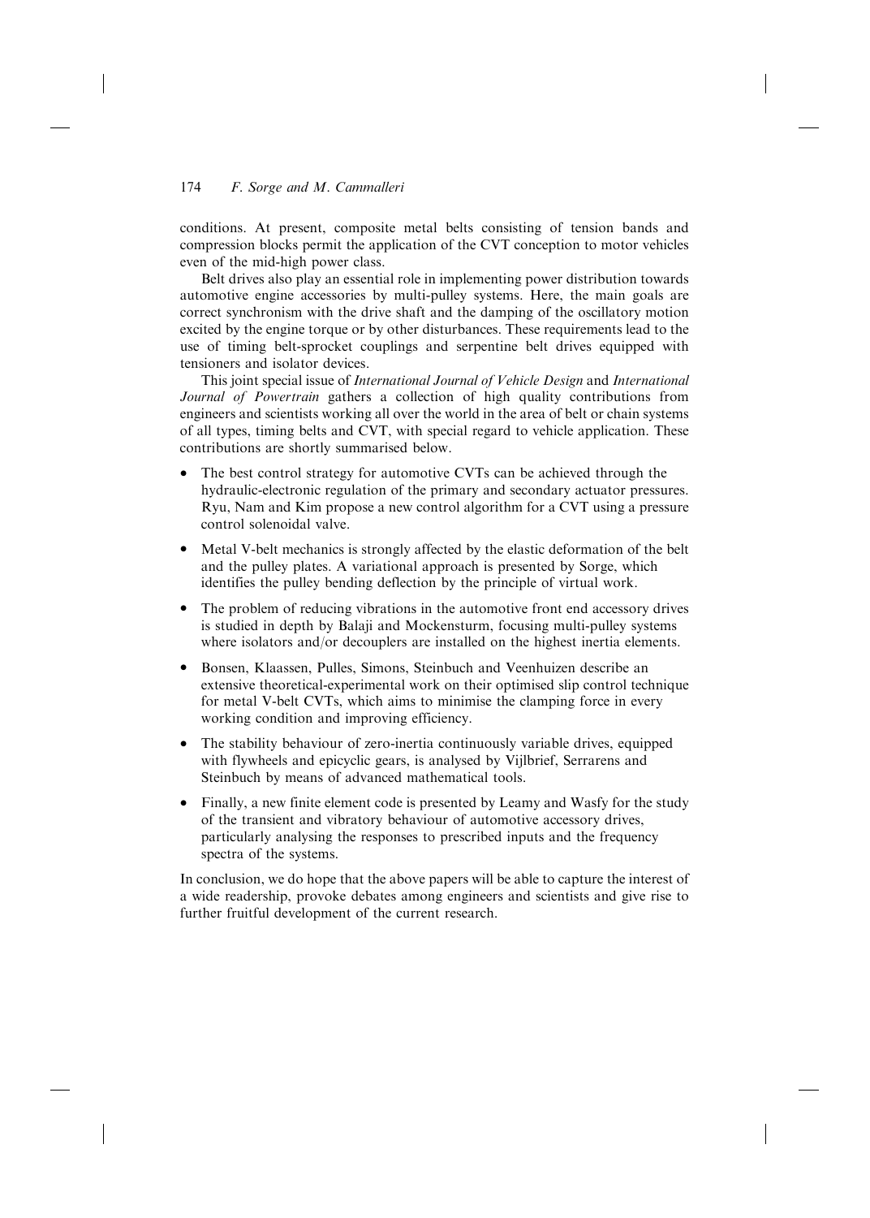conditions. At present, composite metal belts consisting of tension bands and compression blocks permit the application of the CVT conception to motor vehicles even of the mid-high power class.

Belt drives also play an essential role in implementing power distribution towards automotive engine accessories by multi-pulley systems. Here, the main goals are correct synchronism with the drive shaft and the damping of the oscillatory motion excited by the engine torque or by other disturbances. These requirements lead to the use of timing belt-sprocket couplings and serpentine belt drives equipped with tensioners and isolator devices.

This joint special issue of *International Journal of Vehicle Design* and *International Journal of Powertrain* gathers a collection of high quality contributions from engineers and scientists working all over the world in the area of belt or chain systems of all types, timing belts and CVT, with special regard to vehicle application. These contributions are shortly summarised below.

- The best control strategy for automotive CVTs can be achieved through the hydraulic-electronic regulation of the primary and secondary actuator pressures. Ryu, Nam and Kim propose a new control algorithm for a CVT using a pressure control solenoidal valve.
- Metal V-belt mechanics is strongly affected by the elastic deformation of the belt and the pulley plates. A variational approach is presented by Sorge, which identifies the pulley bending deflection by the principle of virtual work.
- The problem of reducing vibrations in the automotive front end accessory drives is studied in depth by Balaji and Mockensturm, focusing multi-pulley systems where isolators and/or decouplers are installed on the highest inertia elements.
- Bonsen, Klaassen, Pulles, Simons, Steinbuch and Veenhuizen describe an extensive theoretical-experimental work on their optimised slip control technique for metal V-belt CVTs, which aims to minimise the clamping force in every working condition and improving efficiency.
- The stability behaviour of zero-inertia continuously variable drives, equipped with flywheels and epicyclic gears, is analysed by Vijlbrief, Serrarens and Steinbuch by means of advanced mathematical tools.
- Finally, a new finite element code is presented by Leamy and Wasfy for the study of the transient and vibratory behaviour of automotive accessory drives, particularly analysing the responses to prescribed inputs and the frequency spectra of the systems.

In conclusion, we do hope that the above papers will be able to capture the interest of a wide readership, provoke debates among engineers and scientists and give rise to further fruitful development of the current research.